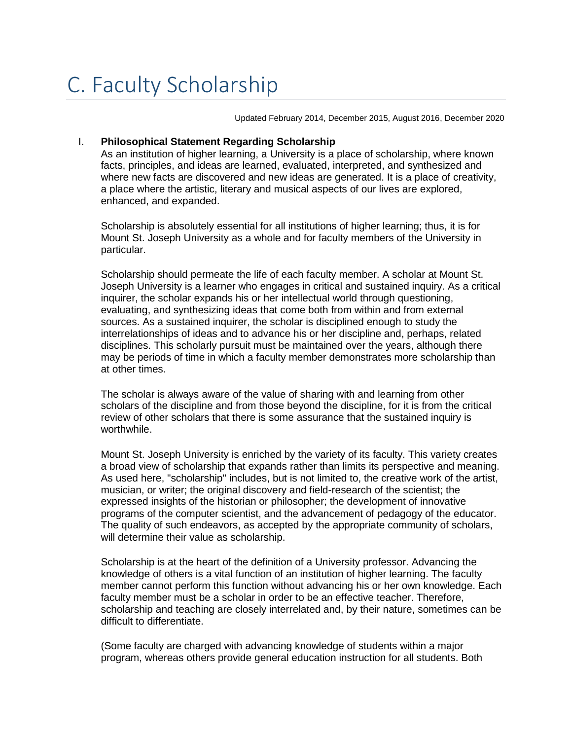# C. Faculty Scholarship

Updated February 2014, December 2015, August 2016, December 2020

## I. Philosophical Statement Regarding Scholarship

As an institution of higher learning, a University is a place of scholarship, where known facts, principles, and ideas are learned, evaluated, interpreted, and synthesized and where new facts are discovered and new ideas are generated. It is a place of creativity, a place where the artistic, literary and musical aspects of our lives are explored, enhanced, and expanded.

Scholarship is absolutely essential for all institutions of higher learning; thus, it is for Mount St. Joseph University as a whole and for faculty members of the University in particular.

Scholarship should permeate the life of each faculty member. A scholar at Mount St. Joseph University is a learner who engages in critical and sustained inquiry. As a critical inquirer, the scholar expands his or her intellectual world through questioning, evaluating, and synthesizing ideas that come both from within and from external sources. As a sustained inquirer, the scholar is disciplined enough to study the interrelationships of ideas and to advance his or her discipline and, perhaps, related disciplines. This scholarly pursuit must be maintained over the years, although there may be periods of time in which a faculty member demonstrates more scholarship than at other times.

The scholar is always aware of the value of sharing with and learning from other scholars of the discipline and from those beyond the discipline, for it is from the critical review of other scholars that there is some assurance that the sustained inquiry is worthwhile.

Mount St. Joseph University is enriched by the variety of its faculty. This variety creates a broad view of scholarship that expands rather than limits its perspective and meaning. As used here, "scholarship" includes, but is not limited to, the creative work of the artist, musician, or writer; the original discovery and field-research of the scientist; the expressed insights of the historian or philosopher; the development of innovative programs of the computer scientist, and the advancement of pedagogy of the educator. The quality of such endeavors, as accepted by the appropriate community of scholars, will determine their value as scholarship.

Scholarship is at the heart of the definition of a University professor. Advancing the knowledge of others is a vital function of an institution of higher learning. The faculty member cannot perform this function without advancing his or her own knowledge. Each faculty member must be a scholar in order to be an effective teacher. Therefore, scholarship and teaching are closely interrelated and, by their nature, sometimes can be difficult to differentiate.

(Some faculty are charged with advancing knowledge of students within a major program, whereas others provide general education instruction for all students. Both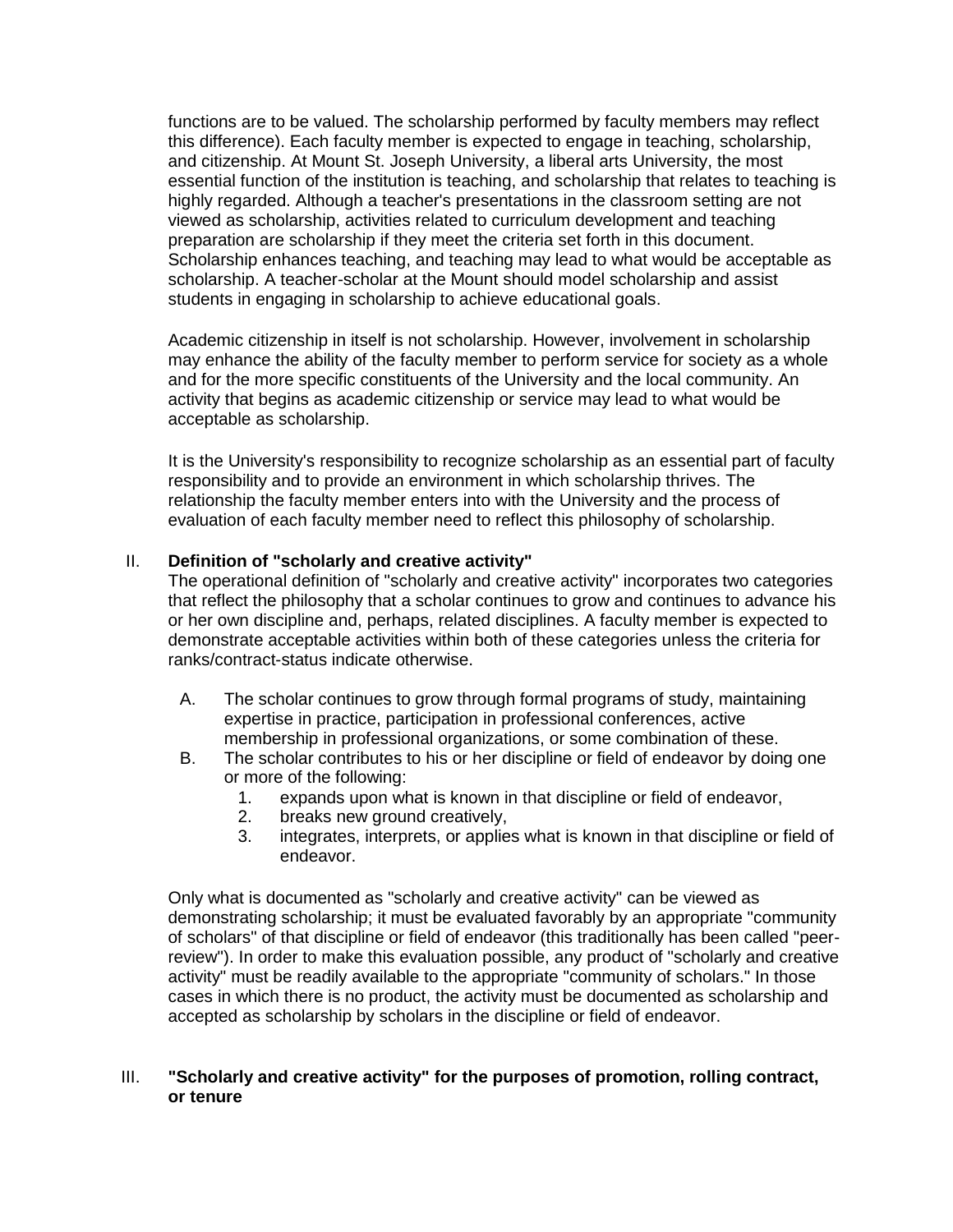functions are to be valued. The scholarship performed by faculty members may reflect this difference). Each faculty member is expected to engage in teaching, scholarship, and citizenship. At Mount St. Joseph University, a liberal arts University, the most essential function of the institution is teaching, and scholarship that relates to teaching is highly regarded. Although a teacher's presentations in the classroom setting are not viewed as scholarship, activities related to curriculum development and teaching preparation are scholarship if they meet the criteria set forth in this document. Scholarship enhances teaching, and teaching may lead to what would be acceptable as scholarship. A teacher-scholar at the Mount should model scholarship and assist students in engaging in scholarship to achieve educational goals.

Academic citizenship in itself is not scholarship. However, involvement in scholarship may enhance the ability of the faculty member to perform service for society as a whole and for the more specific constituents of the University and the local community. An activity that begins as academic citizenship or service may lead to what would be acceptable as scholarship.

It is the University's responsibility to recognize scholarship as an essential part of faculty responsibility and to provide an environment in which scholarship thrives. The relationship the faculty member enters into with the University and the process of evaluation of each faculty member need to reflect this philosophy of scholarship.

## II. Definition of "scholarly and creative activity"

The operational definition of "scholarly and creative activity" incorporates two categories that reflect the philosophy that a scholar continues to grow and continues to advance his or her own discipline and, perhaps, related disciplines. A faculty member is expected to demonstrate acceptable activities within both of these categories unless the criteria for ranks/contract-status indicate otherwise.

A. The scholar continues to grow through formal programs of study, maintaining expertise in practice, participation in professional conferences, active membership in professional organizations, or some combination of these.

B. The scholar contributes to his or her discipline or field of endeavor by doing one or more of the following:
   1. expands upon what is known in that discipline or field of endeavor,
   2. breaks new ground creatively,
   3. integrates, interprets, or applies what is known in that discipline or field of endeavor.

Only what is documented as "scholarly and creative activity" can be viewed as demonstrating scholarship; it must be evaluated favorably by an appropriate "community of scholars" of that discipline or field of endeavor (this traditionally has been called "peer-review"). In order to make this evaluation possible, any product of "scholarly and creative activity" must be readily available to the appropriate "community of scholars." In those cases in which there is no product, the activity must be documented as scholarship and accepted as scholarship by scholars in the discipline or field of endeavor.

## III. "Scholarly and creative activity" for the purposes of promotion, rolling contract, or tenure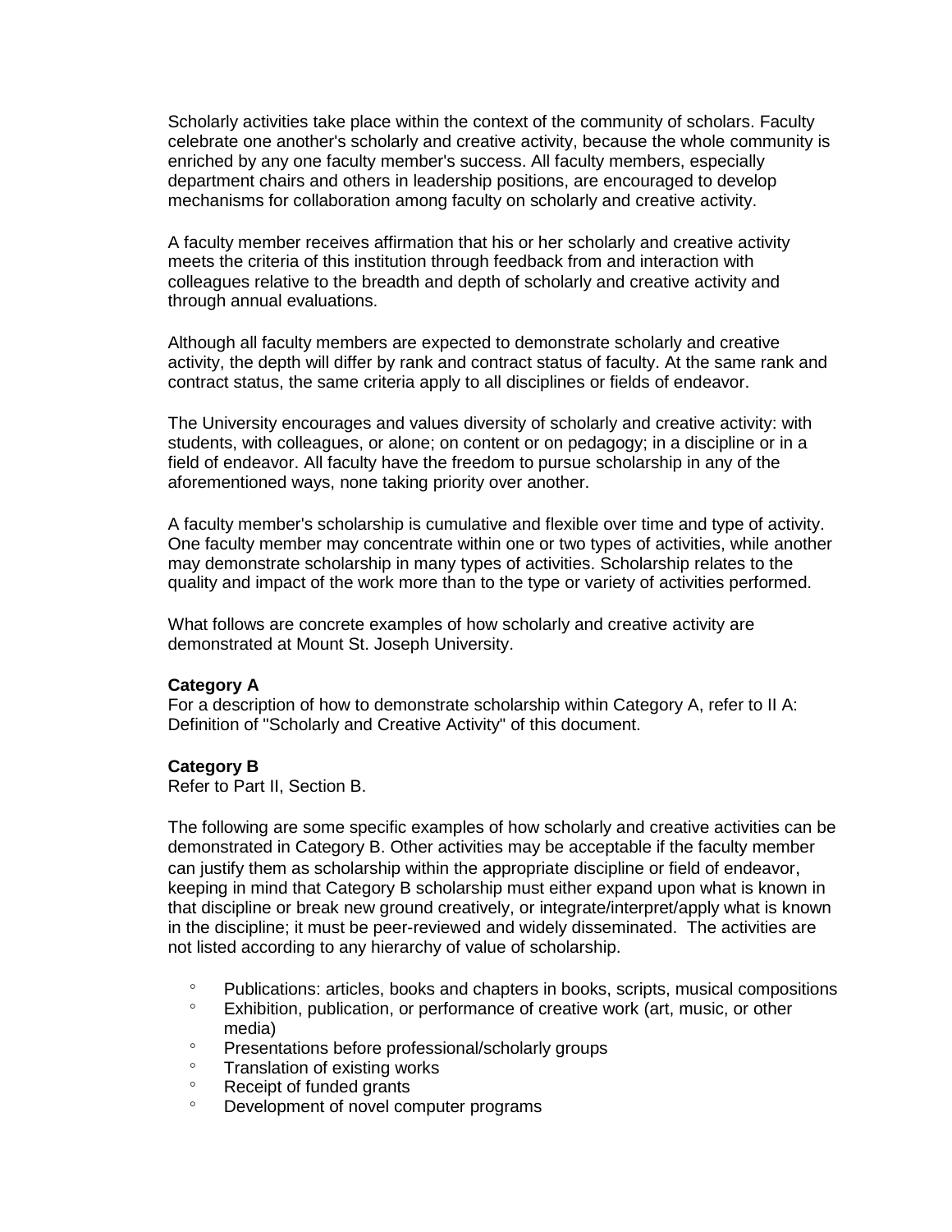Scholarly activities take place within the context of the community of scholars. Faculty celebrate one another's scholarly and creative activity, because the whole community is enriched by any one faculty member's success. All faculty members, especially department chairs and others in leadership positions, are encouraged to develop mechanisms for collaboration among faculty on scholarly and creative activity.

A faculty member receives affirmation that his or her scholarly and creative activity meets the criteria of this institution through feedback from and interaction with colleagues relative to the breadth and depth of scholarly and creative activity and through annual evaluations.

Although all faculty members are expected to demonstrate scholarly and creative activity, the depth will differ by rank and contract status of faculty. At the same rank and contract status, the same criteria apply to all disciplines or fields of endeavor.

The University encourages and values diversity of scholarly and creative activity: with students, with colleagues, or alone; on content or on pedagogy; in a discipline or in a field of endeavor. All faculty have the freedom to pursue scholarship in any of the aforementioned ways, none taking priority over another.

A faculty member's scholarship is cumulative and flexible over time and type of activity. One faculty member may concentrate within one or two types of activities, while another may demonstrate scholarship in many types of activities. Scholarship relates to the quality and impact of the work more than to the type or variety of activities performed.

What follows are concrete examples of how scholarly and creative activity are demonstrated at Mount St. Joseph University.

**Category A**
For a description of how to demonstrate scholarship within Category A, refer to II A: Definition of "Scholarly and Creative Activity" of this document.

**Category B**
Refer to Part II, Section B.

The following are some specific examples of how scholarly and creative activities can be demonstrated in Category B. Other activities may be acceptable if the faculty member can justify them as scholarship within the appropriate discipline or field of endeavor, keeping in mind that Category B scholarship must either expand upon what is known in that discipline or break new ground creatively, or integrate/interpret/apply what is known in the discipline; it must be peer-reviewed and widely disseminated. The activities are not listed according to any hierarchy of value of scholarship.

- Publications: articles, books and chapters in books, scripts, musical compositions
- Exhibition, publication, or performance of creative work (art, music, or other media)
- Presentations before professional/scholarly groups
- Translation of existing works
- Receipt of funded grants
- Development of novel computer programs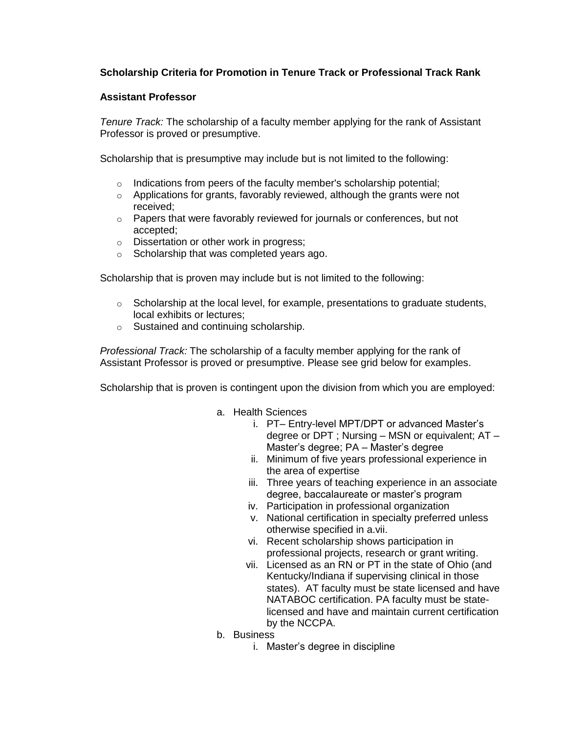**Scholarship Criteria for Promotion in Tenure Track or Professional Track Rank**

**Assistant Professor**

*Tenure Track:* The scholarship of a faculty member applying for the rank of Assistant Professor is proved or presumptive.

Scholarship that is presumptive may include but is not limited to the following:

- Indications from peers of the faculty member's scholarship potential;
- Applications for grants, favorably reviewed, although the grants were not received;
- Papers that were favorably reviewed for journals or conferences, but not accepted;
- Dissertation or other work in progress;
- Scholarship that was completed years ago.

Scholarship that is proven may include but is not limited to the following:

- Scholarship at the local level, for example, presentations to graduate students, local exhibits or lectures;
- Sustained and continuing scholarship.

*Professional Track:* The scholarship of a faculty member applying for the rank of Assistant Professor is proved or presumptive. Please see grid below for examples.

Scholarship that is proven is contingent upon the division from which you are employed:

a. Health Sciences
   i. PT– Entry-level MPT/DPT or advanced Master's degree or DPT ; Nursing – MSN or equivalent; AT – Master's degree; PA – Master's degree
   ii. Minimum of five years professional experience in the area of expertise
   iii. Three years of teaching experience in an associate degree, baccalaureate or master's program
   iv. Participation in professional organization
   v. National certification in specialty preferred unless otherwise specified in a.vii.
   vi. Recent scholarship shows participation in professional projects, research or grant writing.
   vii. Licensed as an RN or PT in the state of Ohio (and Kentucky/Indiana if supervising clinical in those states). AT faculty must be state licensed and have NATABOC certification. PA faculty must be state-licensed and have and maintain current certification by the NCCPA.
b. Business
   i. Master's degree in discipline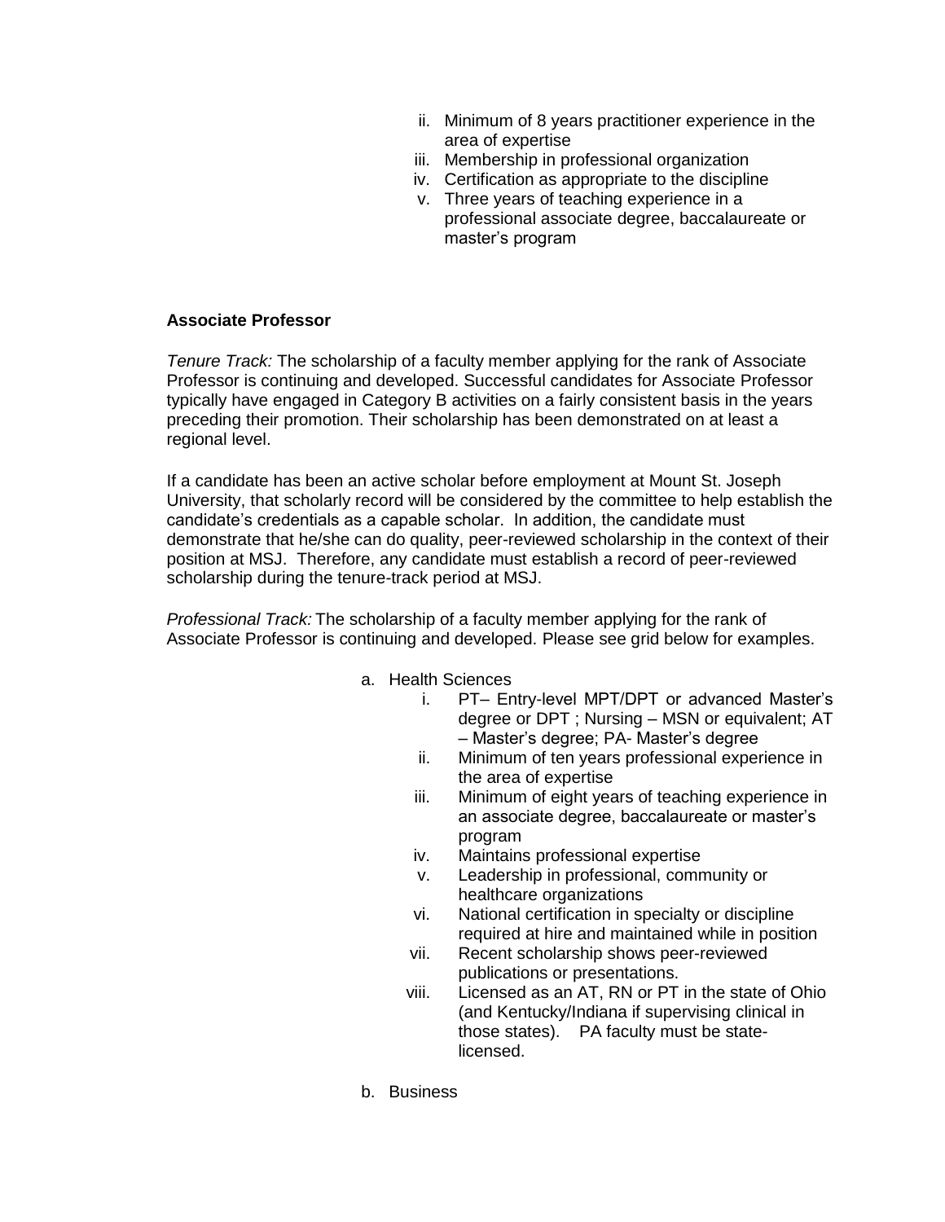ii. Minimum of 8 years practitioner experience in the area of expertise
   iii. Membership in professional organization
   iv. Certification as appropriate to the discipline
   v. Three years of teaching experience in a professional associate degree, baccalaureate or master's program

**Associate Professor**

*Tenure Track:* The scholarship of a faculty member applying for the rank of Associate Professor is continuing and developed. Successful candidates for Associate Professor typically have engaged in Category B activities on a fairly consistent basis in the years preceding their promotion. Their scholarship has been demonstrated on at least a regional level.

If a candidate has been an active scholar before employment at Mount St. Joseph University, that scholarly record will be considered by the committee to help establish the candidate's credentials as a capable scholar. In addition, the candidate must demonstrate that he/she can do quality, peer-reviewed scholarship in the context of their position at MSJ. Therefore, any candidate must establish a record of peer-reviewed scholarship during the tenure-track period at MSJ.

*Professional Track:* The scholarship of a faculty member applying for the rank of Associate Professor is continuing and developed. Please see grid below for examples.

a. Health Sciences
   i. PT– Entry-level MPT/DPT or advanced Master's degree or DPT ; Nursing – MSN or equivalent; AT – Master's degree; PA- Master's degree
   ii. Minimum of ten years professional experience in the area of expertise
   iii. Minimum of eight years of teaching experience in an associate degree, baccalaureate or master's program
   iv. Maintains professional expertise
   v. Leadership in professional, community or healthcare organizations
   vi. National certification in specialty or discipline required at hire and maintained while in position
   vii. Recent scholarship shows peer-reviewed publications or presentations.
   viii. Licensed as an AT, RN or PT in the state of Ohio (and Kentucky/Indiana if supervising clinical in those states). PA faculty must be state-licensed.

b. Business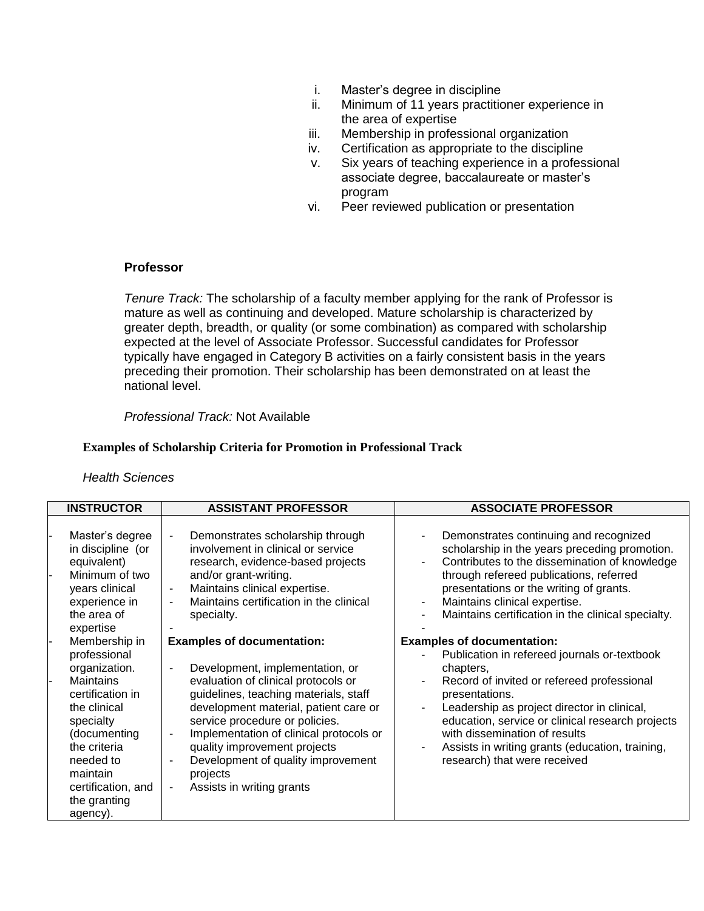i. Master's degree in discipline
ii. Minimum of 11 years practitioner experience in the area of expertise
iii. Membership in professional organization
iv. Certification as appropriate to the discipline
v. Six years of teaching experience in a professional associate degree, baccalaureate or master's program
vi. Peer reviewed publication or presentation

**Professor**

*Tenure Track:* The scholarship of a faculty member applying for the rank of Professor is mature as well as continuing and developed. Mature scholarship is characterized by greater depth, breadth, or quality (or some combination) as compared with scholarship expected at the level of Associate Professor. Successful candidates for Professor typically have engaged in Category B activities on a fairly consistent basis in the years preceding their promotion. Their scholarship has been demonstrated on at least the national level.

*Professional Track:* Not Available

**Examples of Scholarship Criteria for Promotion in Professional Track**

*Health Sciences*

| INSTRUCTOR | ASSISTANT PROFESSOR | ASSOCIATE PROFESSOR |
|---|---|---|
| - Master's degree in discipline (or equivalent)<br>- Minimum of two years clinical experience in the area of expertise<br>- Membership in professional organization.<br>- Maintains certification in the clinical specialty (documenting the criteria needed to maintain certification, and the granting agency). | - Demonstrates scholarship through involvement in clinical or service research, evidence-based projects and/or grant-writing.<br>- Maintains clinical expertise.<br>- Maintains certification in the clinical specialty.<br>-<br>**Examples of documentation:**<br>- Development, implementation, or evaluation of clinical protocols or guidelines, teaching materials, staff development material, patient care or service procedure or policies.<br>- Implementation of clinical protocols or quality improvement projects<br>- Development of quality improvement projects<br>- Assists in writing grants | - Demonstrates continuing and recognized scholarship in the years preceding promotion.<br>- Contributes to the dissemination of knowledge through refereed publications, referred presentations or the writing of grants.<br>- Maintains clinical expertise.<br>- Maintains certification in the clinical specialty.<br>-<br>**Examples of documentation:**<br>- Publication in refereed journals or-textbook chapters,<br>- Record of invited or refereed professional presentations.<br>- Leadership as project director in clinical, education, service or clinical research projects with dissemination of results<br>- Assists in writing grants (education, training, research) that were received |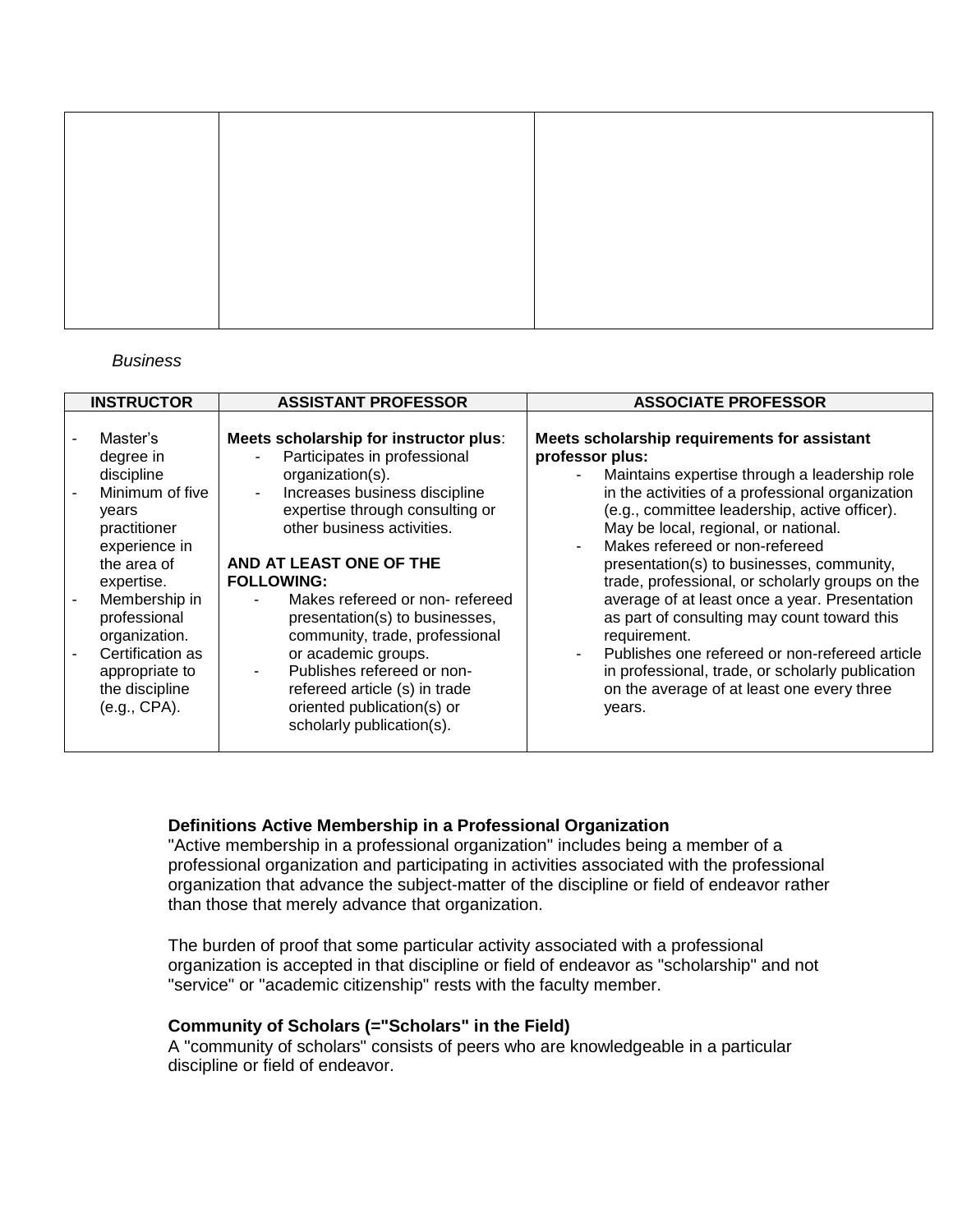*Business*

| INSTRUCTOR | ASSISTANT PROFESSOR | ASSOCIATE PROFESSOR |
|---|---|---|
| - Master's degree in discipline<br>- Minimum of five years practitioner experience in the area of expertise.<br>- Membership in professional organization.<br>- Certification as appropriate to the discipline (e.g., CPA). | **Meets scholarship for instructor plus**:<br>- Participates in professional organization(s).<br>- Increases business discipline expertise through consulting or other business activities.<br><br>**AND AT LEAST ONE OF THE FOLLOWING:**<br>- Makes refereed or non- refereed presentation(s) to businesses, community, trade, professional or academic groups.<br>- Publishes refereed or non-refereed article (s) in trade oriented publication(s) or scholarly publication(s). | **Meets scholarship requirements for assistant professor plus:**<br>- Maintains expertise through a leadership role in the activities of a professional organization (e.g., committee leadership, active officer). May be local, regional, or national.<br>- Makes refereed or non-refereed presentation(s) to businesses, community, trade, professional, or scholarly groups on the average of at least once a year. Presentation as part of consulting may count toward this requirement.<br>- Publishes one refereed or non-refereed article in professional, trade, or scholarly publication on the average of at least one every three years. |

**Definitions Active Membership in a Professional Organization**

"Active membership in a professional organization" includes being a member of a professional organization and participating in activities associated with the professional organization that advance the subject-matter of the discipline or field of endeavor rather than those that merely advance that organization.

The burden of proof that some particular activity associated with a professional organization is accepted in that discipline or field of endeavor as "scholarship" and not "service" or "academic citizenship" rests with the faculty member.

**Community of Scholars (="Scholars" in the Field)**

A "community of scholars" consists of peers who are knowledgeable in a particular discipline or field of endeavor.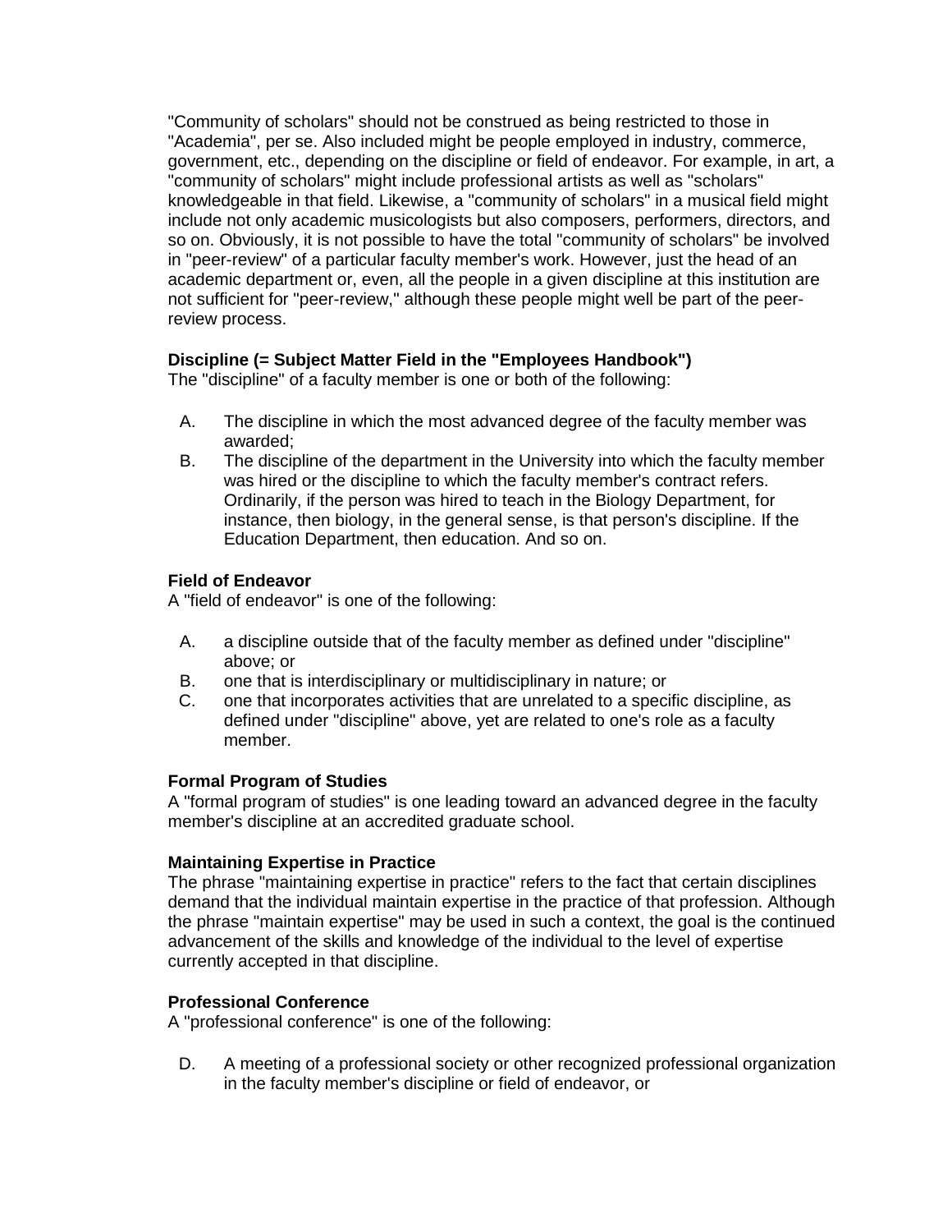"Community of scholars" should not be construed as being restricted to those in "Academia", per se. Also included might be people employed in industry, commerce, government, etc., depending on the discipline or field of endeavor. For example, in art, a "community of scholars" might include professional artists as well as "scholars" knowledgeable in that field. Likewise, a "community of scholars" in a musical field might include not only academic musicologists but also composers, performers, directors, and so on. Obviously, it is not possible to have the total "community of scholars" be involved in "peer-review" of a particular faculty member's work. However, just the head of an academic department or, even, all the people in a given discipline at this institution are not sufficient for "peer-review," although these people might well be part of the peer-review process.

**Discipline (= Subject Matter Field in the "Employees Handbook")**

The "discipline" of a faculty member is one or both of the following:

A. The discipline in which the most advanced degree of the faculty member was awarded;
B. The discipline of the department in the University into which the faculty member was hired or the discipline to which the faculty member's contract refers. Ordinarily, if the person was hired to teach in the Biology Department, for instance, then biology, in the general sense, is that person's discipline. If the Education Department, then education. And so on.

**Field of Endeavor**

A "field of endeavor" is one of the following:

A. a discipline outside that of the faculty member as defined under "discipline" above; or
B. one that is interdisciplinary or multidisciplinary in nature; or
C. one that incorporates activities that are unrelated to a specific discipline, as defined under "discipline" above, yet are related to one's role as a faculty member.

**Formal Program of Studies**

A "formal program of studies" is one leading toward an advanced degree in the faculty member's discipline at an accredited graduate school.

**Maintaining Expertise in Practice**

The phrase "maintaining expertise in practice" refers to the fact that certain disciplines demand that the individual maintain expertise in the practice of that profession. Although the phrase "maintain expertise" may be used in such a context, the goal is the continued advancement of the skills and knowledge of the individual to the level of expertise currently accepted in that discipline.

**Professional Conference**

A "professional conference" is one of the following:

D. A meeting of a professional society or other recognized professional organization in the faculty member's discipline or field of endeavor, or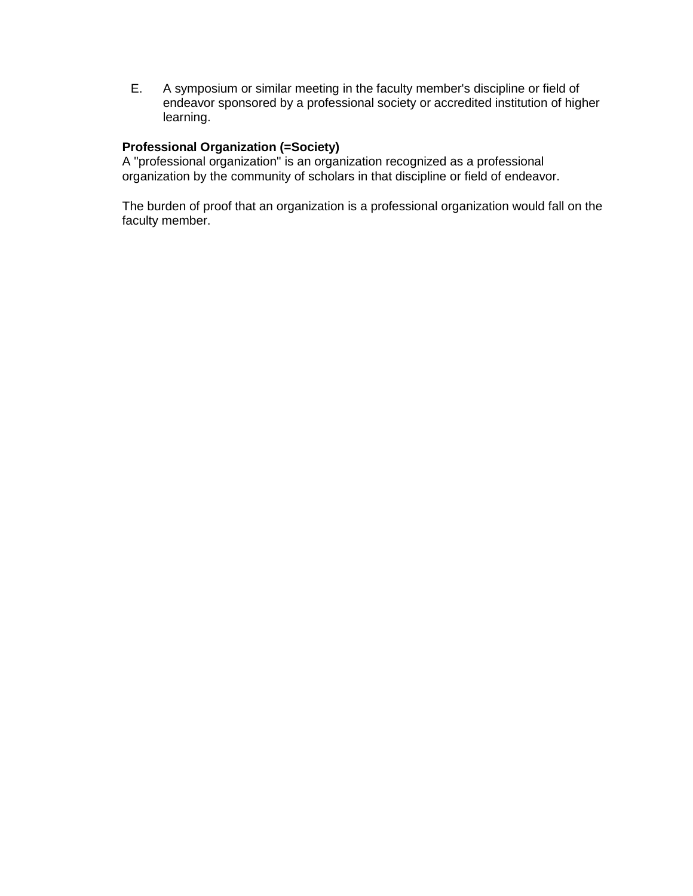E. A symposium or similar meeting in the faculty member's discipline or field of endeavor sponsored by a professional society or accredited institution of higher learning.

**Professional Organization (=Society)**
A "professional organization" is an organization recognized as a professional organization by the community of scholars in that discipline or field of endeavor.

The burden of proof that an organization is a professional organization would fall on the faculty member.